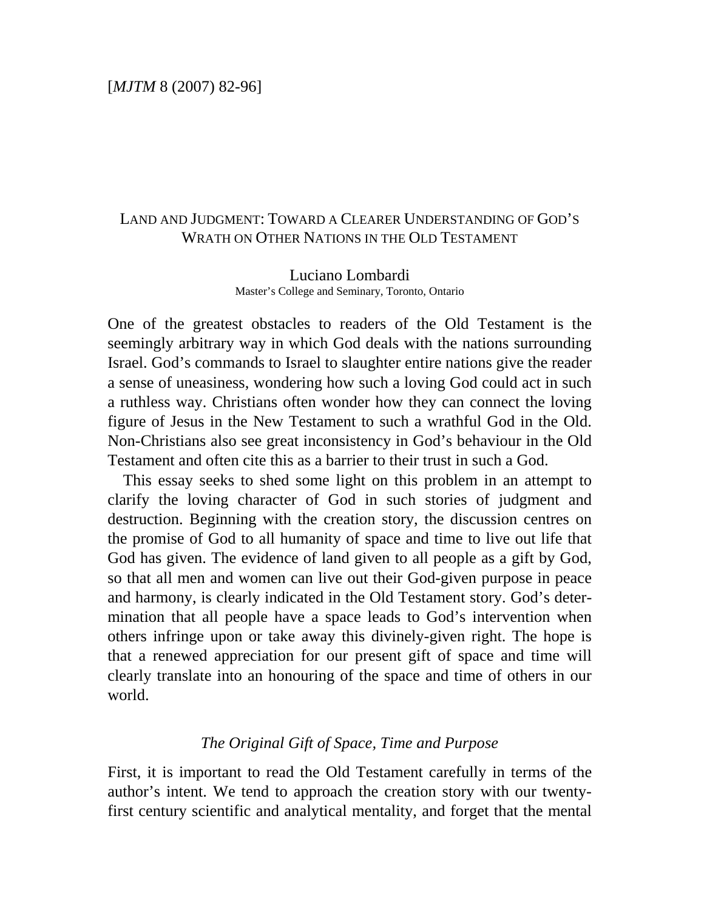# LAND AND JUDGMENT: TOWARD A CLEARER UNDERSTANDING OF GOD'S WRATH ON OTHER NATIONS IN THE OLD TESTAMENT

Luciano Lombardi
Master's College and Seminary, Toronto, Ontario

One of the greatest obstacles to readers of the Old Testament is the seemingly arbitrary way in which God deals with the nations surrounding Israel. God's commands to Israel to slaughter entire nations give the reader a sense of uneasiness, wondering how such a loving God could act in such a ruthless way. Christians often wonder how they can connect the loving figure of Jesus in the New Testament to such a wrathful God in the Old. Non-Christians also see great inconsistency in God's behaviour in the Old Testament and often cite this as a barrier to their trust in such a God.

This essay seeks to shed some light on this problem in an attempt to clarify the loving character of God in such stories of judgment and destruction. Beginning with the creation story, the discussion centres on the promise of God to all humanity of space and time to live out life that God has given. The evidence of land given to all people as a gift by God, so that all men and women can live out their God-given purpose in peace and harmony, is clearly indicated in the Old Testament story. God's determination that all people have a space leads to God's intervention when others infringe upon or take away this divinely-given right. The hope is that a renewed appreciation for our present gift of space and time will clearly translate into an honouring of the space and time of others in our world.

## *The Original Gift of Space, Time and Purpose*

First, it is important to read the Old Testament carefully in terms of the author's intent. We tend to approach the creation story with our twenty-first century scientific and analytical mentality, and forget that the mental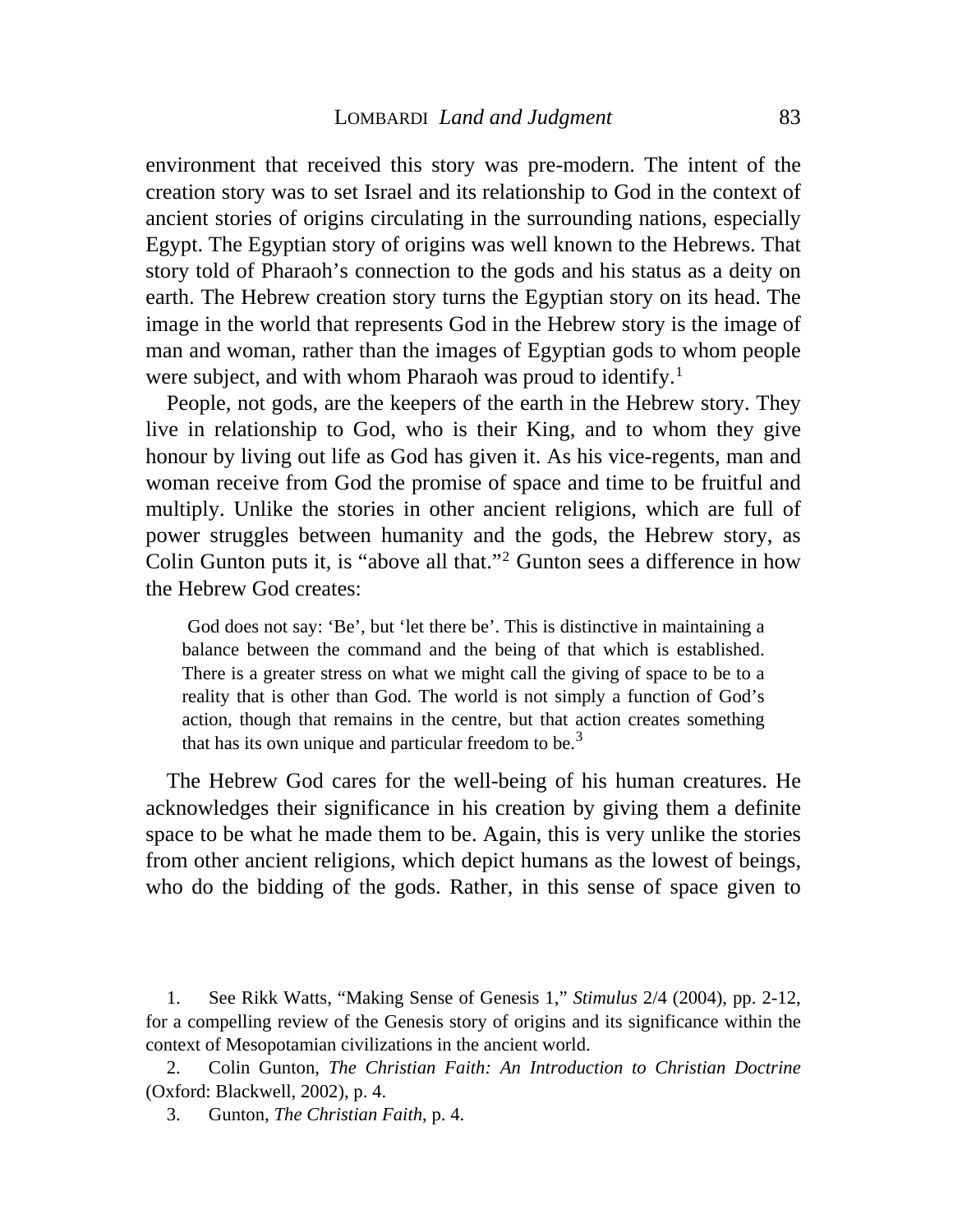environment that received this story was pre-modern. The intent of the creation story was to set Israel and its relationship to God in the context of ancient stories of origins circulating in the surrounding nations, especially Egypt. The Egyptian story of origins was well known to the Hebrews. That story told of Pharaoh's connection to the gods and his status as a deity on earth. The Hebrew creation story turns the Egyptian story on its head. The image in the world that represents God in the Hebrew story is the image of man and woman, rather than the images of Egyptian gods to whom people were subject, and with whom Pharaoh was proud to identify.[1]

People, not gods, are the keepers of the earth in the Hebrew story. They live in relationship to God, who is their King, and to whom they give honour by living out life as God has given it. As his vice-regents, man and woman receive from God the promise of space and time to be fruitful and multiply. Unlike the stories in other ancient religions, which are full of power struggles between humanity and the gods, the Hebrew story, as Colin Gunton puts it, is "above all that."[2] Gunton sees a difference in how the Hebrew God creates:

> God does not say: 'Be', but 'let there be'. This is distinctive in maintaining a balance between the command and the being of that which is established. There is a greater stress on what we might call the giving of space to be to a reality that is other than God. The world is not simply a function of God's action, though that remains in the centre, but that action creates something that has its own unique and particular freedom to be.[3]

The Hebrew God cares for the well-being of his human creatures. He acknowledges their significance in his creation by giving them a definite space to be what he made them to be. Again, this is very unlike the stories from other ancient religions, which depict humans as the lowest of beings, who do the bidding of the gods. Rather, in this sense of space given to

1. See Rikk Watts, "Making Sense of Genesis 1," *Stimulus* 2/4 (2004), pp. 2-12, for a compelling review of the Genesis story of origins and its significance within the context of Mesopotamian civilizations in the ancient world.

2. Colin Gunton, *The Christian Faith: An Introduction to Christian Doctrine* (Oxford: Blackwell, 2002), p. 4.

3. Gunton, *The Christian Faith*, p. 4.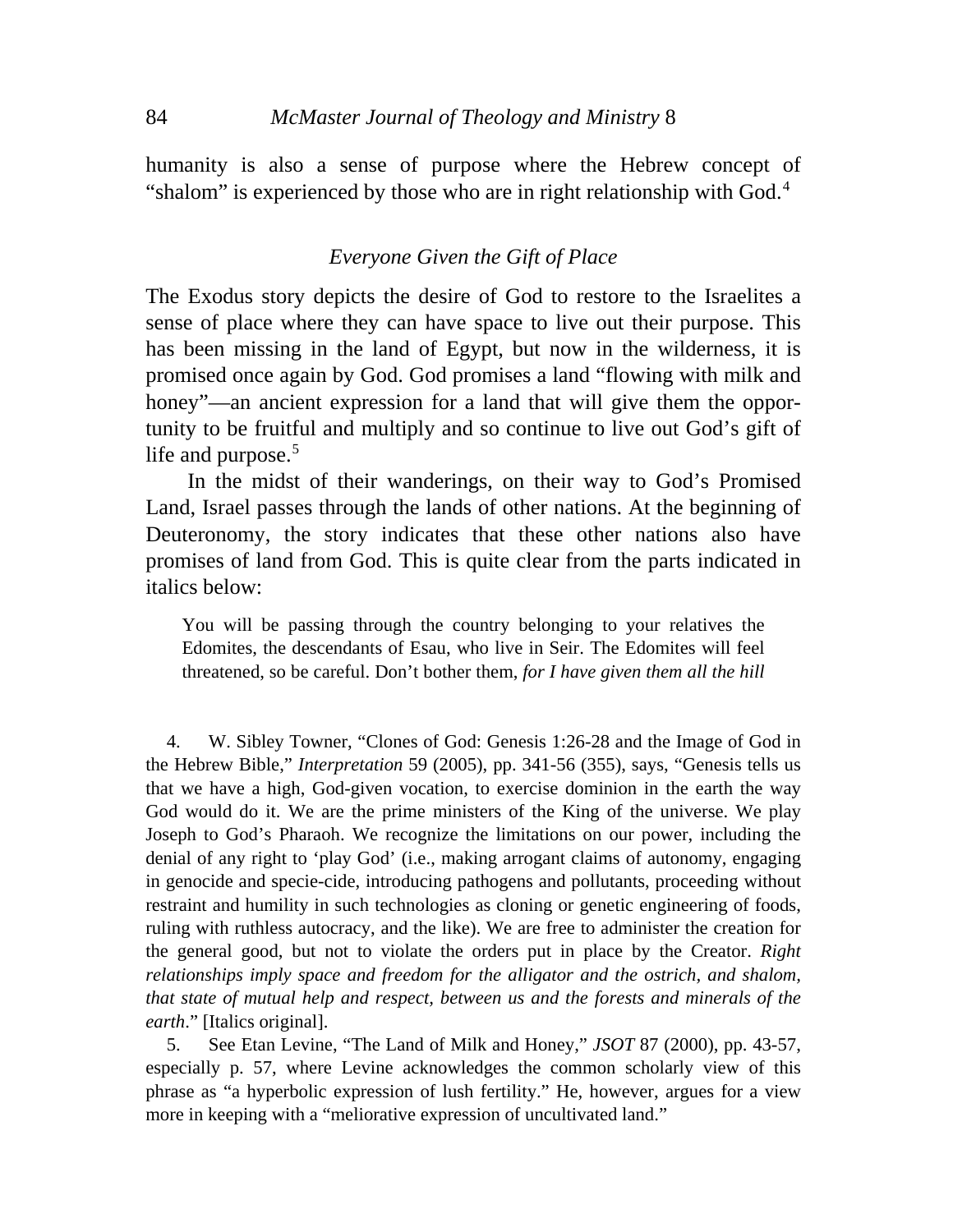humanity is also a sense of purpose where the Hebrew concept of "shalom" is experienced by those who are in right relationship with God.[4]

### *Everyone Given the Gift of Place*

The Exodus story depicts the desire of God to restore to the Israelites a sense of place where they can have space to live out their purpose. This has been missing in the land of Egypt, but now in the wilderness, it is promised once again by God. God promises a land "flowing with milk and honey"—an ancient expression for a land that will give them the opportunity to be fruitful and multiply and so continue to live out God's gift of life and purpose.[5]

In the midst of their wanderings, on their way to God's Promised Land, Israel passes through the lands of other nations. At the beginning of Deuteronomy, the story indicates that these other nations also have promises of land from God. This is quite clear from the parts indicated in italics below:

> You will be passing through the country belonging to your relatives the Edomites, the descendants of Esau, who live in Seir. The Edomites will feel threatened, so be careful. Don't bother them, *for I have given them all the hill*

4. W. Sibley Towner, "Clones of God: Genesis 1:26-28 and the Image of God in the Hebrew Bible," *Interpretation* 59 (2005), pp. 341-56 (355), says, "Genesis tells us that we have a high, God-given vocation, to exercise dominion in the earth the way God would do it. We are the prime ministers of the King of the universe. We play Joseph to God's Pharaoh. We recognize the limitations on our power, including the denial of any right to 'play God' (i.e., making arrogant claims of autonomy, engaging in genocide and specie-cide, introducing pathogens and pollutants, proceeding without restraint and humility in such technologies as cloning or genetic engineering of foods, ruling with ruthless autocracy, and the like). We are free to administer the creation for the general good, but not to violate the orders put in place by the Creator. *Right relationships imply space and freedom for the alligator and the ostrich, and shalom, that state of mutual help and respect, between us and the forests and minerals of the earth*." [Italics original].

5. See Etan Levine, "The Land of Milk and Honey," *JSOT* 87 (2000), pp. 43-57, especially p. 57, where Levine acknowledges the common scholarly view of this phrase as "a hyperbolic expression of lush fertility." He, however, argues for a view more in keeping with a "meliorative expression of uncultivated land."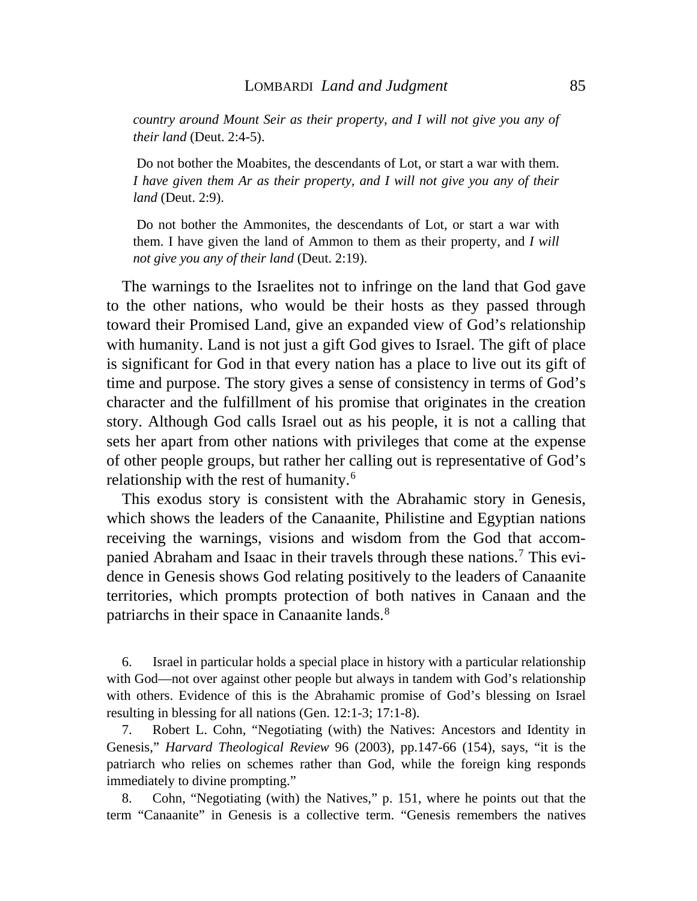> *country around Mount Seir as their property, and I will not give you any of their land* (Deut. 2:4-5).

> Do not bother the Moabites, the descendants of Lot, or start a war with them. *I have given them Ar as their property, and I will not give you any of their land* (Deut. 2:9).

> Do not bother the Ammonites, the descendants of Lot, or start a war with them. I have given the land of Ammon to them as their property, and *I will not give you any of their land* (Deut. 2:19).

The warnings to the Israelites not to infringe on the land that God gave to the other nations, who would be their hosts as they passed through toward their Promised Land, give an expanded view of God's relationship with humanity. Land is not just a gift God gives to Israel. The gift of place is significant for God in that every nation has a place to live out its gift of time and purpose. The story gives a sense of consistency in terms of God's character and the fulfillment of his promise that originates in the creation story. Although God calls Israel out as his people, it is not a calling that sets her apart from other nations with privileges that come at the expense of other people groups, but rather her calling out is representative of God's relationship with the rest of humanity.[6]

This exodus story is consistent with the Abrahamic story in Genesis, which shows the leaders of the Canaanite, Philistine and Egyptian nations receiving the warnings, visions and wisdom from the God that accompanied Abraham and Isaac in their travels through these nations.[7] This evidence in Genesis shows God relating positively to the leaders of Canaanite territories, which prompts protection of both natives in Canaan and the patriarchs in their space in Canaanite lands.[8]

6. Israel in particular holds a special place in history with a particular relationship with God—not over against other people but always in tandem with God's relationship with others. Evidence of this is the Abrahamic promise of God's blessing on Israel resulting in blessing for all nations (Gen. 12:1-3; 17:1-8).

7. Robert L. Cohn, "Negotiating (with) the Natives: Ancestors and Identity in Genesis," *Harvard Theological Review* 96 (2003), pp.147-66 (154), says, "it is the patriarch who relies on schemes rather than God, while the foreign king responds immediately to divine prompting."

8. Cohn, "Negotiating (with) the Natives," p. 151, where he points out that the term "Canaanite" in Genesis is a collective term. "Genesis remembers the natives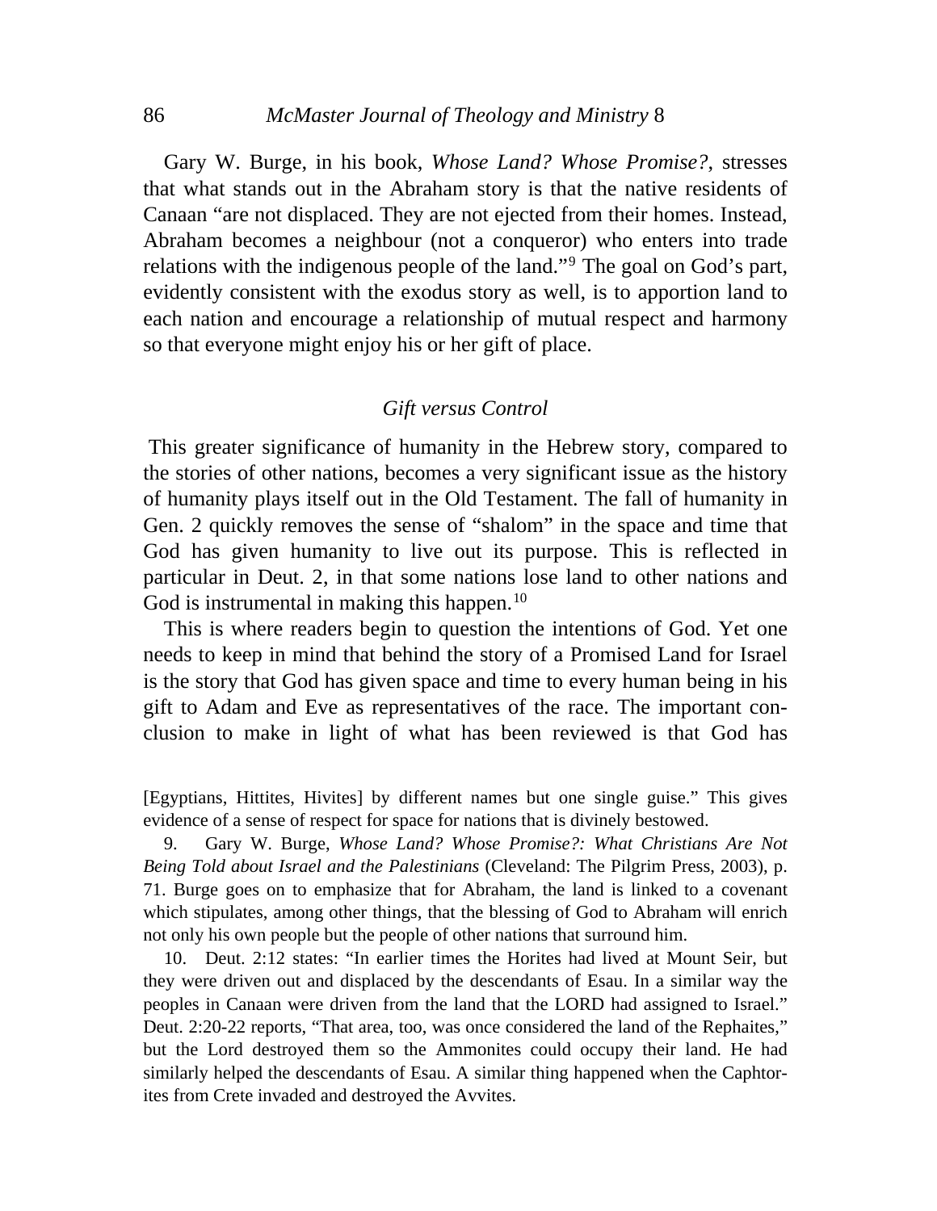Gary W. Burge, in his book, *Whose Land? Whose Promise?*, stresses that what stands out in the Abraham story is that the native residents of Canaan "are not displaced. They are not ejected from their homes. Instead, Abraham becomes a neighbour (not a conqueror) who enters into trade relations with the indigenous people of the land."[9] The goal on God's part, evidently consistent with the exodus story as well, is to apportion land to each nation and encourage a relationship of mutual respect and harmony so that everyone might enjoy his or her gift of place.

### *Gift versus Control*

This greater significance of humanity in the Hebrew story, compared to the stories of other nations, becomes a very significant issue as the history of humanity plays itself out in the Old Testament. The fall of humanity in Gen. 2 quickly removes the sense of "shalom" in the space and time that God has given humanity to live out its purpose. This is reflected in particular in Deut. 2, in that some nations lose land to other nations and God is instrumental in making this happen.[10]

This is where readers begin to question the intentions of God. Yet one needs to keep in mind that behind the story of a Promised Land for Israel is the story that God has given space and time to every human being in his gift to Adam and Eve as representatives of the race. The important conclusion to make in light of what has been reviewed is that God has

[Egyptians, Hittites, Hivites] by different names but one single guise." This gives evidence of a sense of respect for space for nations that is divinely bestowed.

9. Gary W. Burge, *Whose Land? Whose Promise?: What Christians Are Not Being Told about Israel and the Palestinians* (Cleveland: The Pilgrim Press, 2003), p. 71. Burge goes on to emphasize that for Abraham, the land is linked to a covenant which stipulates, among other things, that the blessing of God to Abraham will enrich not only his own people but the people of other nations that surround him.

10. Deut. 2:12 states: "In earlier times the Horites had lived at Mount Seir, but they were driven out and displaced by the descendants of Esau. In a similar way the peoples in Canaan were driven from the land that the LORD had assigned to Israel." Deut. 2:20-22 reports, "That area, too, was once considered the land of the Rephaites," but the Lord destroyed them so the Ammonites could occupy their land. He had similarly helped the descendants of Esau. A similar thing happened when the Caphtorites from Crete invaded and destroyed the Avvites.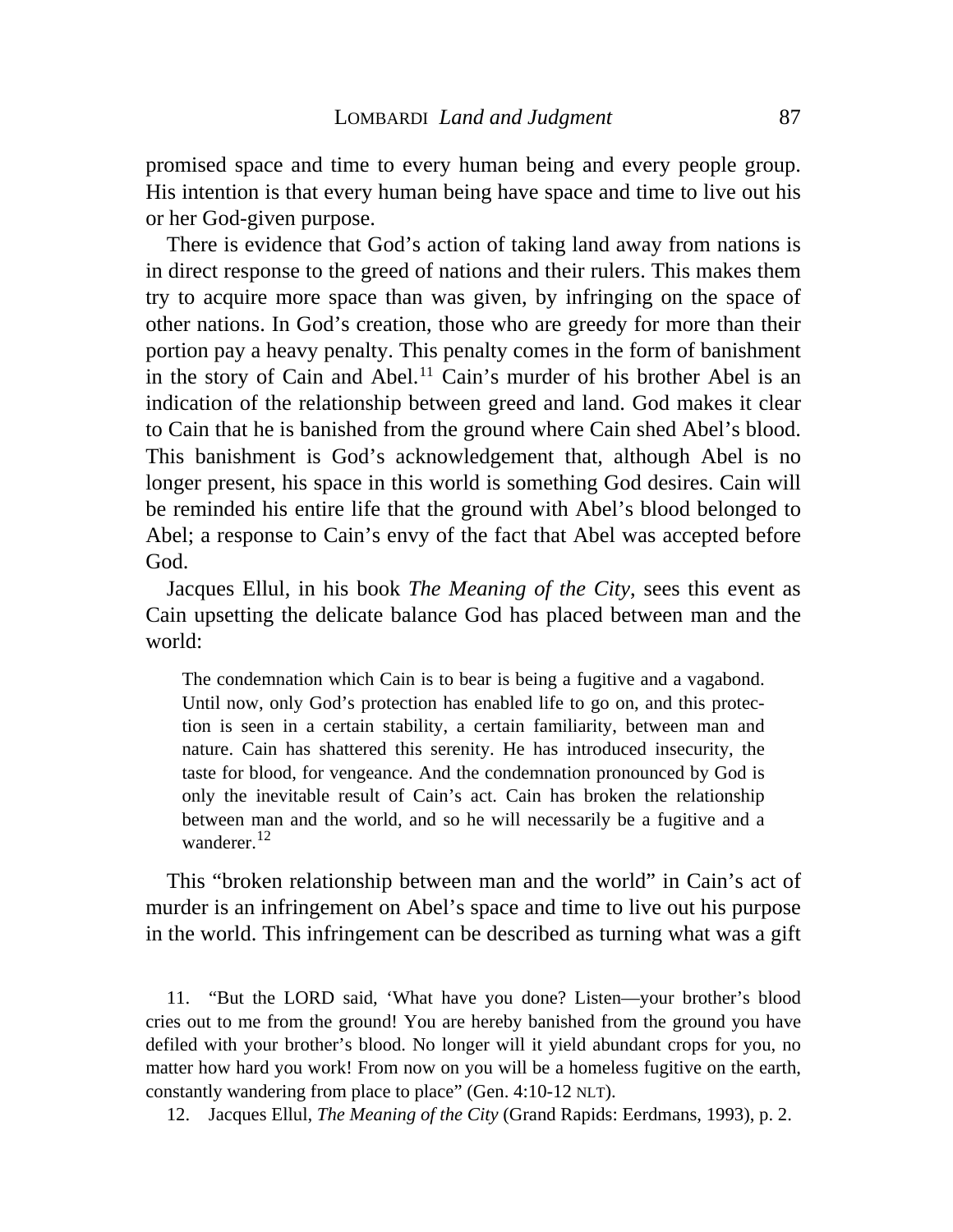promised space and time to every human being and every people group. His intention is that every human being have space and time to live out his or her God-given purpose.

There is evidence that God's action of taking land away from nations is in direct response to the greed of nations and their rulers. This makes them try to acquire more space than was given, by infringing on the space of other nations. In God's creation, those who are greedy for more than their portion pay a heavy penalty. This penalty comes in the form of banishment in the story of Cain and Abel.[11] Cain's murder of his brother Abel is an indication of the relationship between greed and land. God makes it clear to Cain that he is banished from the ground where Cain shed Abel's blood. This banishment is God's acknowledgement that, although Abel is no longer present, his space in this world is something God desires. Cain will be reminded his entire life that the ground with Abel's blood belonged to Abel; a response to Cain's envy of the fact that Abel was accepted before God.

Jacques Ellul, in his book *The Meaning of the City*, sees this event as Cain upsetting the delicate balance God has placed between man and the world:

> The condemnation which Cain is to bear is being a fugitive and a vagabond. Until now, only God's protection has enabled life to go on, and this protection is seen in a certain stability, a certain familiarity, between man and nature. Cain has shattered this serenity. He has introduced insecurity, the taste for blood, for vengeance. And the condemnation pronounced by God is only the inevitable result of Cain's act. Cain has broken the relationship between man and the world, and so he will necessarily be a fugitive and a wanderer.[12]

This "broken relationship between man and the world" in Cain's act of murder is an infringement on Abel's space and time to live out his purpose in the world. This infringement can be described as turning what was a gift

11. "But the LORD said, 'What have you done? Listen—your brother's blood cries out to me from the ground! You are hereby banished from the ground you have defiled with your brother's blood. No longer will it yield abundant crops for you, no matter how hard you work! From now on you will be a homeless fugitive on the earth, constantly wandering from place to place" (Gen. 4:10-12 NLT).

12. Jacques Ellul, *The Meaning of the City* (Grand Rapids: Eerdmans, 1993), p. 2.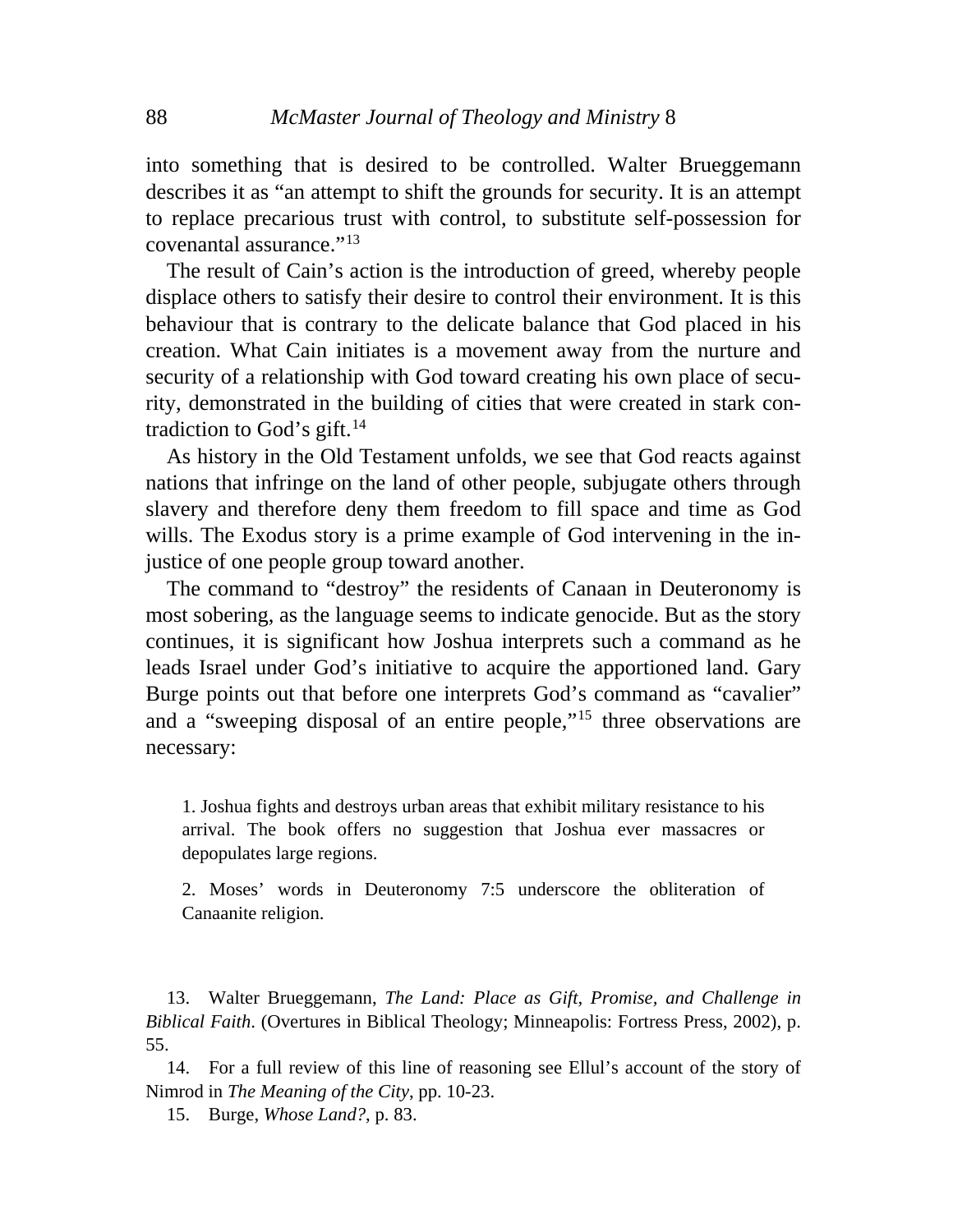into something that is desired to be controlled. Walter Brueggemann describes it as "an attempt to shift the grounds for security. It is an attempt to replace precarious trust with control, to substitute self-possession for covenantal assurance."[13]

The result of Cain's action is the introduction of greed, whereby people displace others to satisfy their desire to control their environment. It is this behaviour that is contrary to the delicate balance that God placed in his creation. What Cain initiates is a movement away from the nurture and security of a relationship with God toward creating his own place of security, demonstrated in the building of cities that were created in stark contradiction to God's gift.[14]

As history in the Old Testament unfolds, we see that God reacts against nations that infringe on the land of other people, subjugate others through slavery and therefore deny them freedom to fill space and time as God wills. The Exodus story is a prime example of God intervening in the injustice of one people group toward another.

The command to "destroy" the residents of Canaan in Deuteronomy is most sobering, as the language seems to indicate genocide. But as the story continues, it is significant how Joshua interprets such a command as he leads Israel under God's initiative to acquire the apportioned land. Gary Burge points out that before one interprets God's command as "cavalier" and a "sweeping disposal of an entire people,"[15] three observations are necessary:

> 1. Joshua fights and destroys urban areas that exhibit military resistance to his arrival. The book offers no suggestion that Joshua ever massacres or depopulates large regions.
>
> 2. Moses' words in Deuteronomy 7:5 underscore the obliteration of Canaanite religion.

13. Walter Brueggemann, *The Land: Place as Gift, Promise, and Challenge in Biblical Faith*. (Overtures in Biblical Theology; Minneapolis: Fortress Press, 2002), p. 55.

14. For a full review of this line of reasoning see Ellul's account of the story of Nimrod in *The Meaning of the City*, pp. 10-23.

15. Burge, *Whose Land?*, p. 83.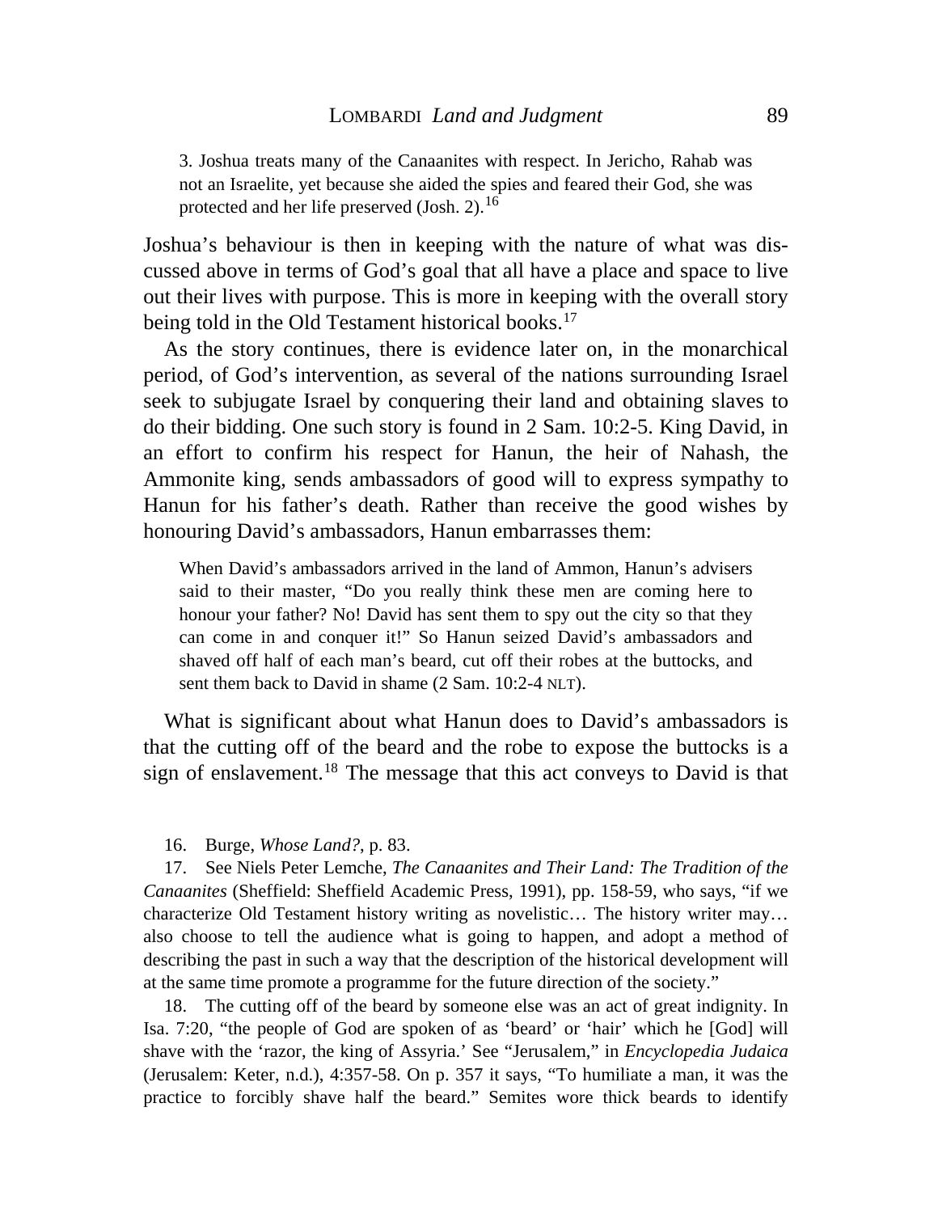> 3. Joshua treats many of the Canaanites with respect. In Jericho, Rahab was not an Israelite, yet because she aided the spies and feared their God, she was protected and her life preserved (Josh. 2).[16]

Joshua's behaviour is then in keeping with the nature of what was discussed above in terms of God's goal that all have a place and space to live out their lives with purpose. This is more in keeping with the overall story being told in the Old Testament historical books.[17]

As the story continues, there is evidence later on, in the monarchical period, of God's intervention, as several of the nations surrounding Israel seek to subjugate Israel by conquering their land and obtaining slaves to do their bidding. One such story is found in 2 Sam. 10:2-5. King David, in an effort to confirm his respect for Hanun, the heir of Nahash, the Ammonite king, sends ambassadors of good will to express sympathy to Hanun for his father's death. Rather than receive the good wishes by honouring David's ambassadors, Hanun embarrasses them:

> When David's ambassadors arrived in the land of Ammon, Hanun's advisers said to their master, "Do you really think these men are coming here to honour your father? No! David has sent them to spy out the city so that they can come in and conquer it!" So Hanun seized David's ambassadors and shaved off half of each man's beard, cut off their robes at the buttocks, and sent them back to David in shame (2 Sam. 10:2-4 NLT).

What is significant about what Hanun does to David's ambassadors is that the cutting off of the beard and the robe to expose the buttocks is a sign of enslavement.[18] The message that this act conveys to David is that

---

16. Burge, *Whose Land?*, p. 83.

17. See Niels Peter Lemche, *The Canaanites and Their Land: The Tradition of the Canaanites* (Sheffield: Sheffield Academic Press, 1991), pp. 158-59, who says, "if we characterize Old Testament history writing as novelistic… The history writer may… also choose to tell the audience what is going to happen, and adopt a method of describing the past in such a way that the description of the historical development will at the same time promote a programme for the future direction of the society."

18. The cutting off of the beard by someone else was an act of great indignity. In Isa. 7:20, "the people of God are spoken of as 'beard' or 'hair' which he [God] will shave with the 'razor, the king of Assyria.' See "Jerusalem," in *Encyclopedia Judaica* (Jerusalem: Keter, n.d.), 4:357-58. On p. 357 it says, "To humiliate a man, it was the practice to forcibly shave half the beard." Semites wore thick beards to identify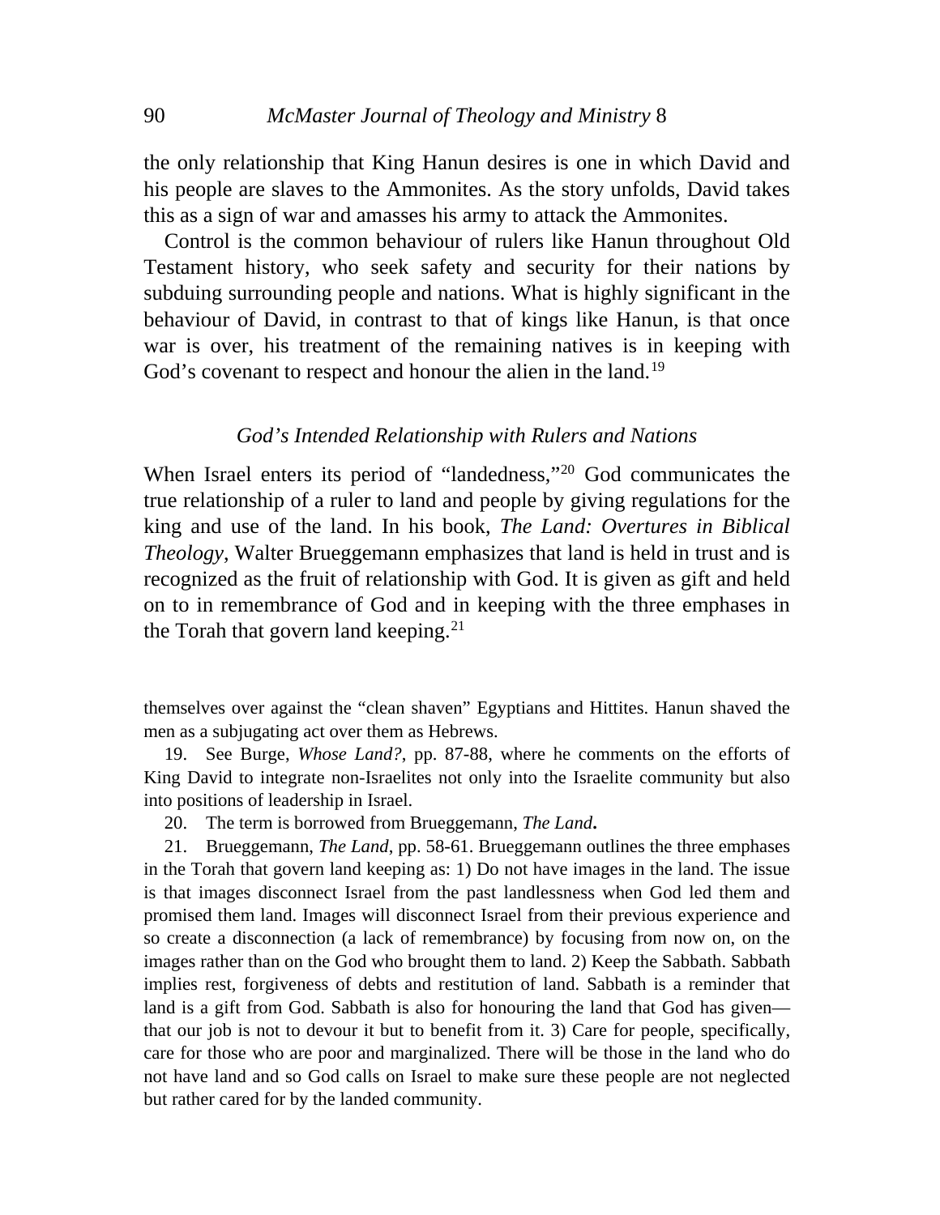the only relationship that King Hanun desires is one in which David and his people are slaves to the Ammonites. As the story unfolds, David takes this as a sign of war and amasses his army to attack the Ammonites.

Control is the common behaviour of rulers like Hanun throughout Old Testament history, who seek safety and security for their nations by subduing surrounding people and nations. What is highly significant in the behaviour of David, in contrast to that of kings like Hanun, is that once war is over, his treatment of the remaining natives is in keeping with God's covenant to respect and honour the alien in the land.[19]

### *God's Intended Relationship with Rulers and Nations*

When Israel enters its period of "landedness,"[20] God communicates the true relationship of a ruler to land and people by giving regulations for the king and use of the land. In his book, *The Land: Overtures in Biblical Theology,* Walter Brueggemann emphasizes that land is held in trust and is recognized as the fruit of relationship with God. It is given as gift and held on to in remembrance of God and in keeping with the three emphases in the Torah that govern land keeping.[21]

---

themselves over against the "clean shaven" Egyptians and Hittites. Hanun shaved the men as a subjugating act over them as Hebrews.

19. See Burge, *Whose Land?*, pp. 87-88, where he comments on the efforts of King David to integrate non-Israelites not only into the Israelite community but also into positions of leadership in Israel.

20. The term is borrowed from Brueggemann, *The Land***.**

21. Brueggemann, *The Land*, pp. 58-61. Brueggemann outlines the three emphases in the Torah that govern land keeping as: 1) Do not have images in the land. The issue is that images disconnect Israel from the past landlessness when God led them and promised them land. Images will disconnect Israel from their previous experience and so create a disconnection (a lack of remembrance) by focusing from now on, on the images rather than on the God who brought them to land. 2) Keep the Sabbath. Sabbath implies rest, forgiveness of debts and restitution of land. Sabbath is a reminder that land is a gift from God. Sabbath is also for honouring the land that God has given—that our job is not to devour it but to benefit from it. 3) Care for people, specifically, care for those who are poor and marginalized. There will be those in the land who do not have land and so God calls on Israel to make sure these people are not neglected but rather cared for by the landed community.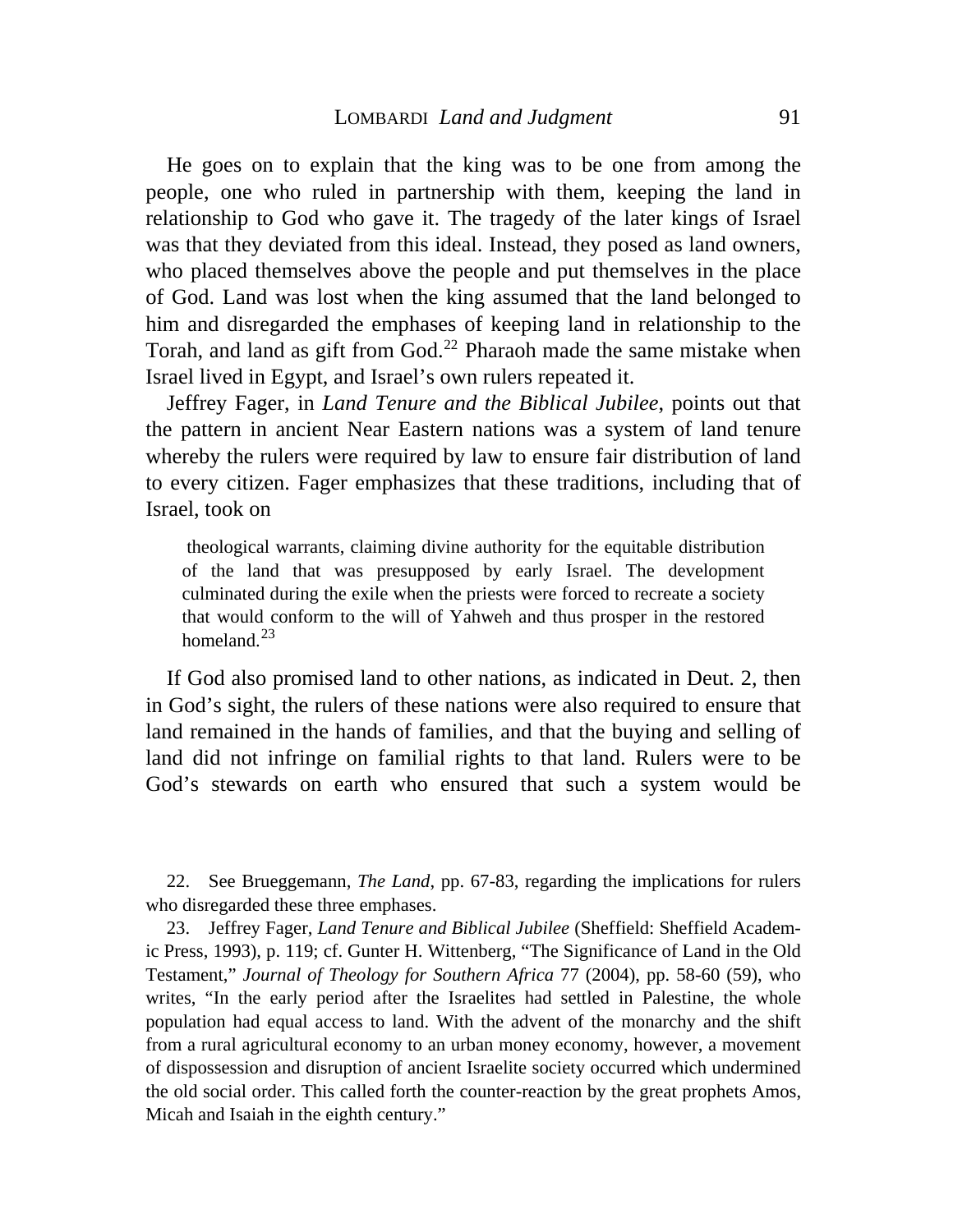He goes on to explain that the king was to be one from among the people, one who ruled in partnership with them, keeping the land in relationship to God who gave it. The tragedy of the later kings of Israel was that they deviated from this ideal. Instead, they posed as land owners, who placed themselves above the people and put themselves in the place of God. Land was lost when the king assumed that the land belonged to him and disregarded the emphases of keeping land in relationship to the Torah, and land as gift from God.[22] Pharaoh made the same mistake when Israel lived in Egypt, and Israel's own rulers repeated it.

Jeffrey Fager, in *Land Tenure and the Biblical Jubilee*, points out that the pattern in ancient Near Eastern nations was a system of land tenure whereby the rulers were required by law to ensure fair distribution of land to every citizen. Fager emphasizes that these traditions, including that of Israel, took on

> theological warrants, claiming divine authority for the equitable distribution of the land that was presupposed by early Israel. The development culminated during the exile when the priests were forced to recreate a society that would conform to the will of Yahweh and thus prosper in the restored homeland.[23]

If God also promised land to other nations, as indicated in Deut. 2, then in God's sight, the rulers of these nations were also required to ensure that land remained in the hands of families, and that the buying and selling of land did not infringe on familial rights to that land. Rulers were to be God's stewards on earth who ensured that such a system would be

22. See Brueggemann, *The Land*, pp. 67-83, regarding the implications for rulers who disregarded these three emphases.

23. Jeffrey Fager, *Land Tenure and Biblical Jubilee* (Sheffield: Sheffield Academic Press, 1993), p. 119; cf. Gunter H. Wittenberg, "The Significance of Land in the Old Testament," *Journal of Theology for Southern Africa* 77 (2004), pp. 58-60 (59), who writes, "In the early period after the Israelites had settled in Palestine, the whole population had equal access to land. With the advent of the monarchy and the shift from a rural agricultural economy to an urban money economy, however, a movement of dispossession and disruption of ancient Israelite society occurred which undermined the old social order. This called forth the counter-reaction by the great prophets Amos, Micah and Isaiah in the eighth century."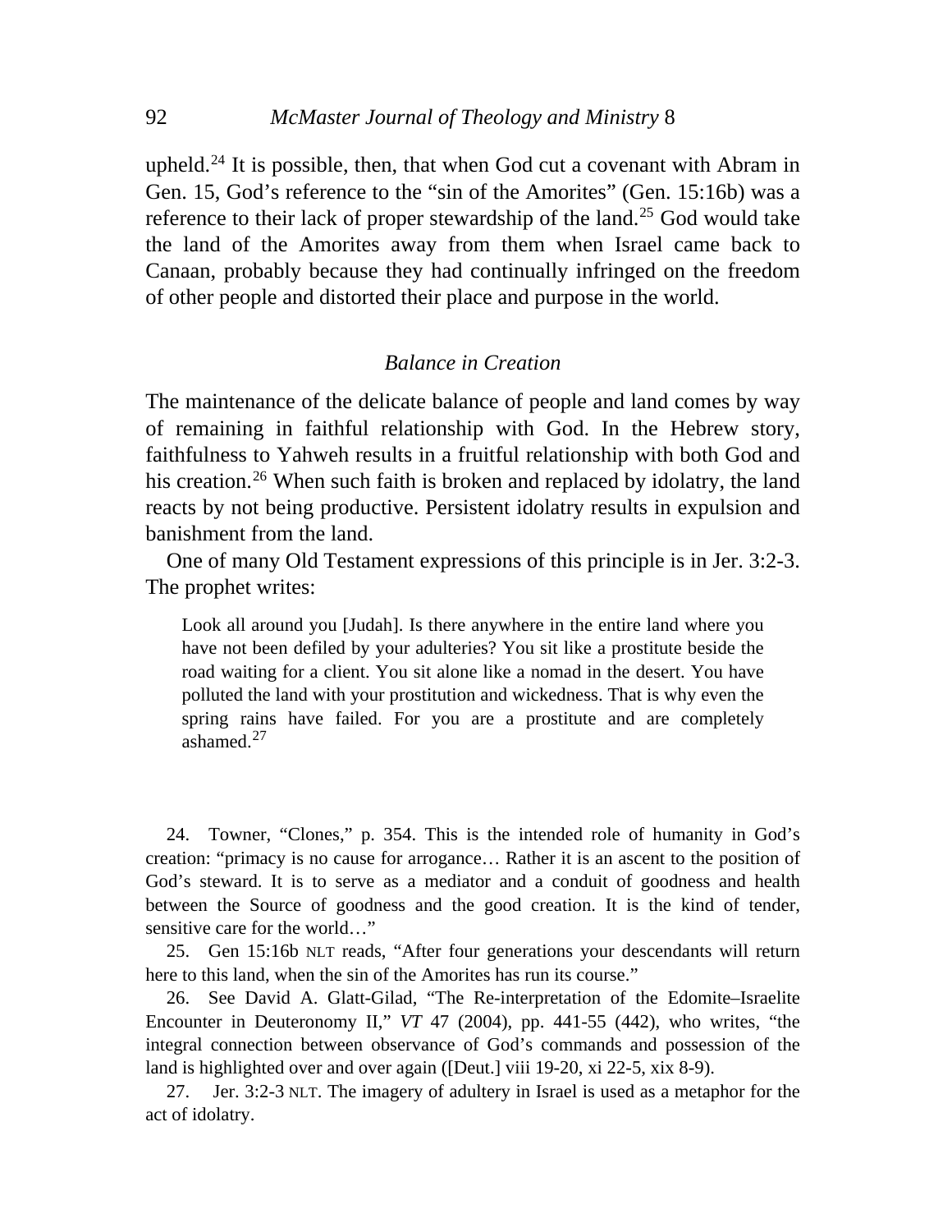upheld.[24] It is possible, then, that when God cut a covenant with Abram in Gen. 15, God's reference to the "sin of the Amorites" (Gen. 15:16b) was a reference to their lack of proper stewardship of the land.[25] God would take the land of the Amorites away from them when Israel came back to Canaan, probably because they had continually infringed on the freedom of other people and distorted their place and purpose in the world.

### *Balance in Creation*

The maintenance of the delicate balance of people and land comes by way of remaining in faithful relationship with God. In the Hebrew story, faithfulness to Yahweh results in a fruitful relationship with both God and his creation.[26] When such faith is broken and replaced by idolatry, the land reacts by not being productive. Persistent idolatry results in expulsion and banishment from the land.

One of many Old Testament expressions of this principle is in Jer. 3:2-3. The prophet writes:

> Look all around you [Judah]. Is there anywhere in the entire land where you have not been defiled by your adulteries? You sit like a prostitute beside the road waiting for a client. You sit alone like a nomad in the desert. You have polluted the land with your prostitution and wickedness. That is why even the spring rains have failed. For you are a prostitute and are completely ashamed.[27]

24. Towner, "Clones," p. 354. This is the intended role of humanity in God's creation: "primacy is no cause for arrogance… Rather it is an ascent to the position of God's steward. It is to serve as a mediator and a conduit of goodness and health between the Source of goodness and the good creation. It is the kind of tender, sensitive care for the world…"

25. Gen 15:16b NLT reads, "After four generations your descendants will return here to this land, when the sin of the Amorites has run its course."

26. See David A. Glatt-Gilad, "The Re-interpretation of the Edomite–Israelite Encounter in Deuteronomy II," *VT* 47 (2004), pp. 441-55 (442), who writes, "the integral connection between observance of God's commands and possession of the land is highlighted over and over again ([Deut.] viii 19-20, xi 22-5, xix 8-9).

27. Jer. 3:2-3 NLT. The imagery of adultery in Israel is used as a metaphor for the act of idolatry.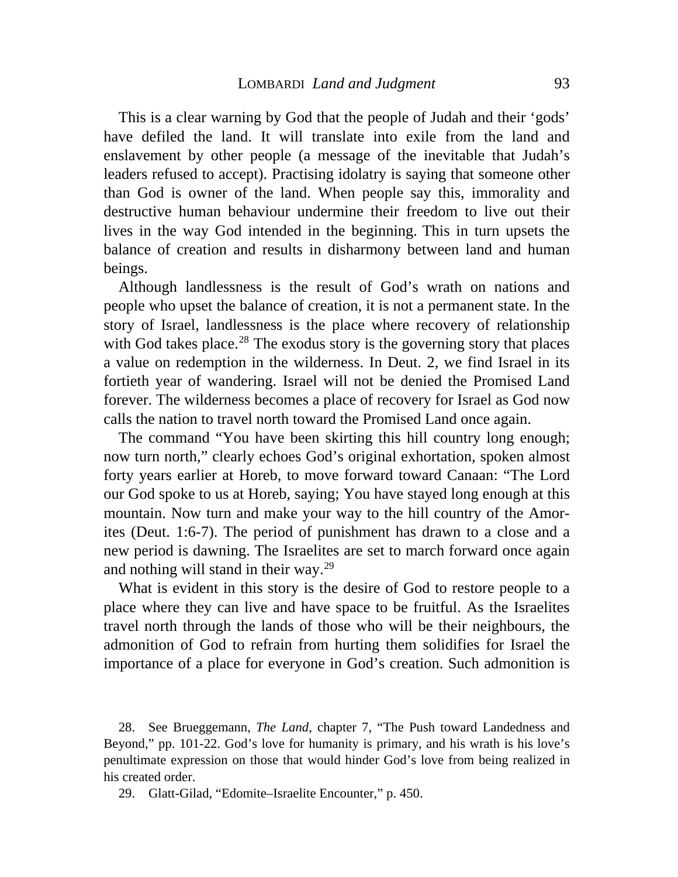This is a clear warning by God that the people of Judah and their 'gods' have defiled the land. It will translate into exile from the land and enslavement by other people (a message of the inevitable that Judah's leaders refused to accept). Practising idolatry is saying that someone other than God is owner of the land. When people say this, immorality and destructive human behaviour undermine their freedom to live out their lives in the way God intended in the beginning. This in turn upsets the balance of creation and results in disharmony between land and human beings.

Although landlessness is the result of God's wrath on nations and people who upset the balance of creation, it is not a permanent state. In the story of Israel, landlessness is the place where recovery of relationship with God takes place.[28] The exodus story is the governing story that places a value on redemption in the wilderness. In Deut. 2, we find Israel in its fortieth year of wandering. Israel will not be denied the Promised Land forever. The wilderness becomes a place of recovery for Israel as God now calls the nation to travel north toward the Promised Land once again.

The command "You have been skirting this hill country long enough; now turn north," clearly echoes God's original exhortation, spoken almost forty years earlier at Horeb, to move forward toward Canaan: "The Lord our God spoke to us at Horeb, saying; You have stayed long enough at this mountain. Now turn and make your way to the hill country of the Amorites (Deut. 1:6-7). The period of punishment has drawn to a close and a new period is dawning. The Israelites are set to march forward once again and nothing will stand in their way.[29]

What is evident in this story is the desire of God to restore people to a place where they can live and have space to be fruitful. As the Israelites travel north through the lands of those who will be their neighbours, the admonition of God to refrain from hurting them solidifies for Israel the importance of a place for everyone in God's creation. Such admonition is

28. See Brueggemann, *The Land*, chapter 7, "The Push toward Landedness and Beyond," pp. 101-22. God's love for humanity is primary, and his wrath is his love's penultimate expression on those that would hinder God's love from being realized in his created order.

29. Glatt-Gilad, "Edomite–Israelite Encounter," p. 450.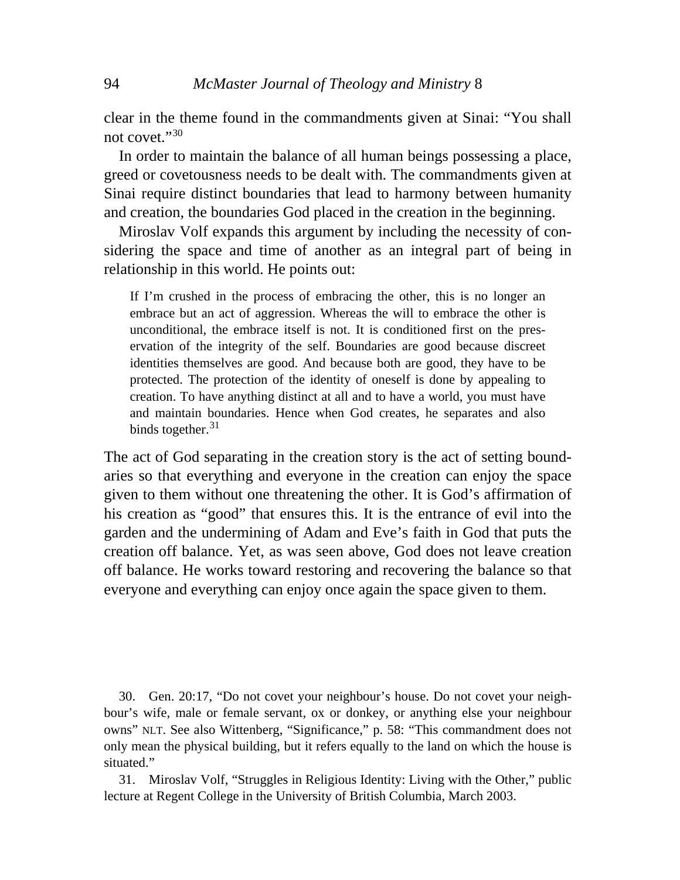clear in the theme found in the commandments given at Sinai: "You shall not covet."[30]

In order to maintain the balance of all human beings possessing a place, greed or covetousness needs to be dealt with. The commandments given at Sinai require distinct boundaries that lead to harmony between humanity and creation, the boundaries God placed in the creation in the beginning.

Miroslav Volf expands this argument by including the necessity of considering the space and time of another as an integral part of being in relationship in this world. He points out:

> If I'm crushed in the process of embracing the other, this is no longer an embrace but an act of aggression. Whereas the will to embrace the other is unconditional, the embrace itself is not. It is conditioned first on the preservation of the integrity of the self. Boundaries are good because discreet identities themselves are good. And because both are good, they have to be protected. The protection of the identity of oneself is done by appealing to creation. To have anything distinct at all and to have a world, you must have and maintain boundaries. Hence when God creates, he separates and also binds together.[31]

The act of God separating in the creation story is the act of setting boundaries so that everything and everyone in the creation can enjoy the space given to them without one threatening the other. It is God's affirmation of his creation as "good" that ensures this. It is the entrance of evil into the garden and the undermining of Adam and Eve's faith in God that puts the creation off balance. Yet, as was seen above, God does not leave creation off balance. He works toward restoring and recovering the balance so that everyone and everything can enjoy once again the space given to them.

30. Gen. 20:17, "Do not covet your neighbour's house. Do not covet your neighbour's wife, male or female servant, ox or donkey, or anything else your neighbour owns" NLT. See also Wittenberg, "Significance," p. 58: "This commandment does not only mean the physical building, but it refers equally to the land on which the house is situated."

31. Miroslav Volf, "Struggles in Religious Identity: Living with the Other," public lecture at Regent College in the University of British Columbia, March 2003.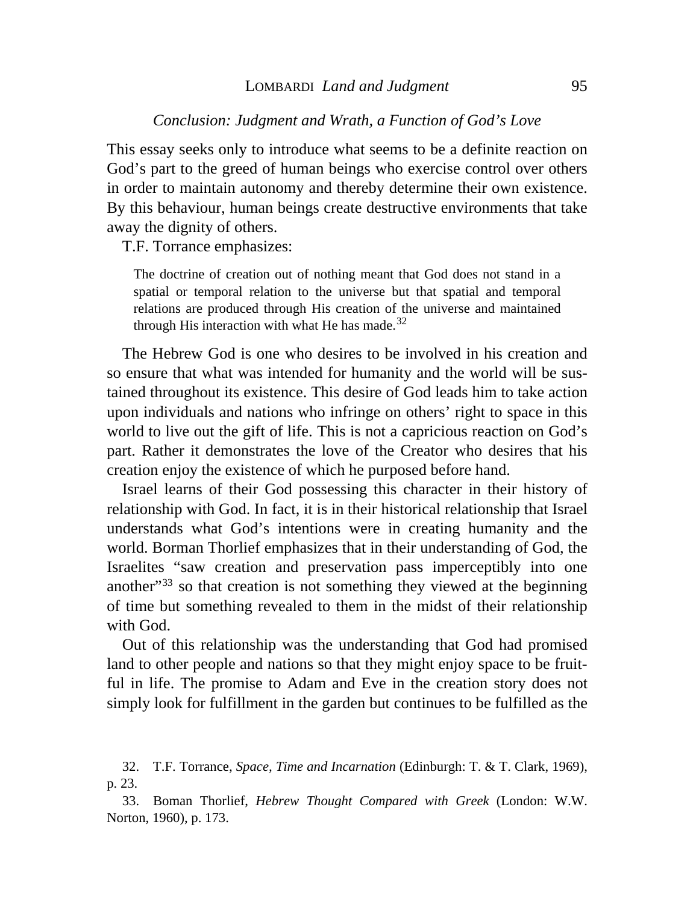### *Conclusion: Judgment and Wrath, a Function of God's Love*

This essay seeks only to introduce what seems to be a definite reaction on God's part to the greed of human beings who exercise control over others in order to maintain autonomy and thereby determine their own existence. By this behaviour, human beings create destructive environments that take away the dignity of others.

T.F. Torrance emphasizes:

> The doctrine of creation out of nothing meant that God does not stand in a spatial or temporal relation to the universe but that spatial and temporal relations are produced through His creation of the universe and maintained through His interaction with what He has made.[32]

The Hebrew God is one who desires to be involved in his creation and so ensure that what was intended for humanity and the world will be sustained throughout its existence. This desire of God leads him to take action upon individuals and nations who infringe on others' right to space in this world to live out the gift of life. This is not a capricious reaction on God's part. Rather it demonstrates the love of the Creator who desires that his creation enjoy the existence of which he purposed before hand.

Israel learns of their God possessing this character in their history of relationship with God. In fact, it is in their historical relationship that Israel understands what God's intentions were in creating humanity and the world. Borman Thorlief emphasizes that in their understanding of God, the Israelites "saw creation and preservation pass imperceptibly into one another"[33] so that creation is not something they viewed at the beginning of time but something revealed to them in the midst of their relationship with God.

Out of this relationship was the understanding that God had promised land to other people and nations so that they might enjoy space to be fruitful in life. The promise to Adam and Eve in the creation story does not simply look for fulfillment in the garden but continues to be fulfilled as the

32. T.F. Torrance, *Space, Time and Incarnation* (Edinburgh: T. & T. Clark, 1969), p. 23.

33. Boman Thorlief, *Hebrew Thought Compared with Greek* (London: W.W. Norton, 1960), p. 173.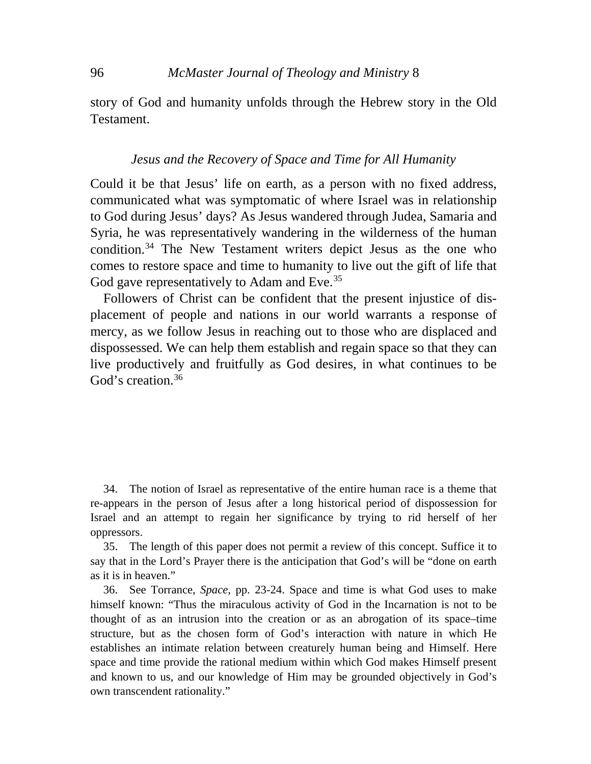story of God and humanity unfolds through the Hebrew story in the Old Testament.

### *Jesus and the Recovery of Space and Time for All Humanity*

Could it be that Jesus' life on earth, as a person with no fixed address, communicated what was symptomatic of where Israel was in relationship to God during Jesus' days? As Jesus wandered through Judea, Samaria and Syria, he was representatively wandering in the wilderness of the human condition.[34] The New Testament writers depict Jesus as the one who comes to restore space and time to humanity to live out the gift of life that God gave representatively to Adam and Eve.[35]

Followers of Christ can be confident that the present injustice of displacement of people and nations in our world warrants a response of mercy, as we follow Jesus in reaching out to those who are displaced and dispossessed. We can help them establish and regain space so that they can live productively and fruitfully as God desires, in what continues to be God's creation.[36]

34. The notion of Israel as representative of the entire human race is a theme that re-appears in the person of Jesus after a long historical period of dispossession for Israel and an attempt to regain her significance by trying to rid herself of her oppressors.

35. The length of this paper does not permit a review of this concept. Suffice it to say that in the Lord's Prayer there is the anticipation that God's will be "done on earth as it is in heaven."

36. See Torrance, *Space*, pp. 23-24. Space and time is what God uses to make himself known: "Thus the miraculous activity of God in the Incarnation is not to be thought of as an intrusion into the creation or as an abrogation of its space–time structure, but as the chosen form of God's interaction with nature in which He establishes an intimate relation between creaturely human being and Himself. Here space and time provide the rational medium within which God makes Himself present and known to us, and our knowledge of Him may be grounded objectively in God's own transcendent rationality."